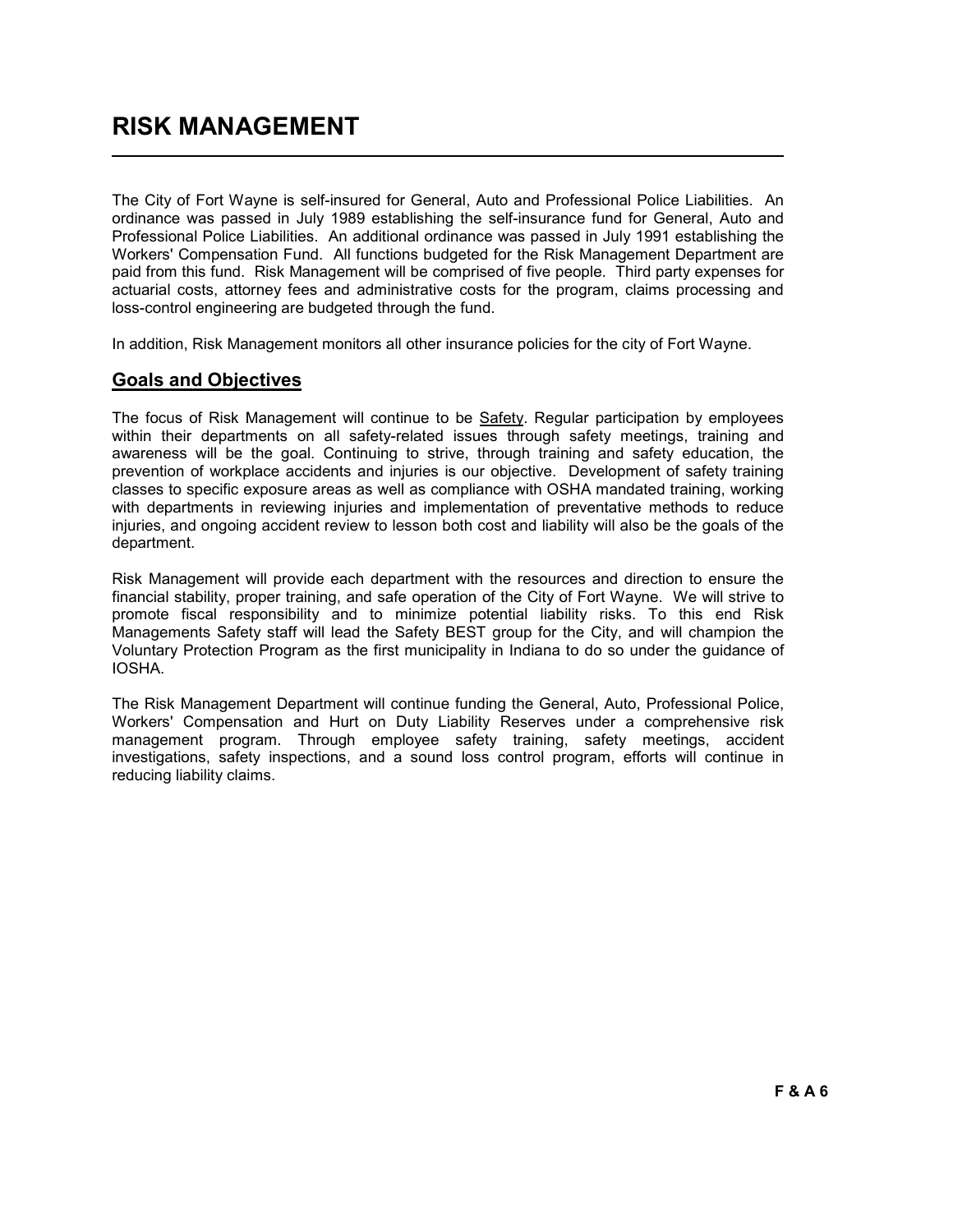# RISK MANAGEMENT

The City of Fort Wayne is self-insured for General, Auto and Professional Police Liabilities. An ordinance was passed in July 1989 establishing the self-insurance fund for General, Auto and Professional Police Liabilities. An additional ordinance was passed in July 1991 establishing the Workers' Compensation Fund. All functions budgeted for the Risk Management Department are paid from this fund. Risk Management will be comprised of five people. Third party expenses for actuarial costs, attorney fees and administrative costs for the program, claims processing and loss-control engineering are budgeted through the fund.

In addition, Risk Management monitors all other insurance policies for the city of Fort Wayne.

## Goals and Objectives

The focus of Risk Management will continue to be Safety. Regular participation by employees within their departments on all safety-related issues through safety meetings, training and awareness will be the goal. Continuing to strive, through training and safety education, the prevention of workplace accidents and injuries is our objective. Development of safety training classes to specific exposure areas as well as compliance with OSHA mandated training, working with departments in reviewing injuries and implementation of preventative methods to reduce injuries, and ongoing accident review to lesson both cost and liability will also be the goals of the department.

Risk Management will provide each department with the resources and direction to ensure the financial stability, proper training, and safe operation of the City of Fort Wayne. We will strive to promote fiscal responsibility and to minimize potential liability risks. To this end Risk Managements Safety staff will lead the Safety BEST group for the City, and will champion the Voluntary Protection Program as the first municipality in Indiana to do so under the guidance of IOSHA.

The Risk Management Department will continue funding the General, Auto, Professional Police, Workers' Compensation and Hurt on Duty Liability Reserves under a comprehensive risk management program. Through employee safety training, safety meetings, accident investigations, safety inspections, and a sound loss control program, efforts will continue in reducing liability claims.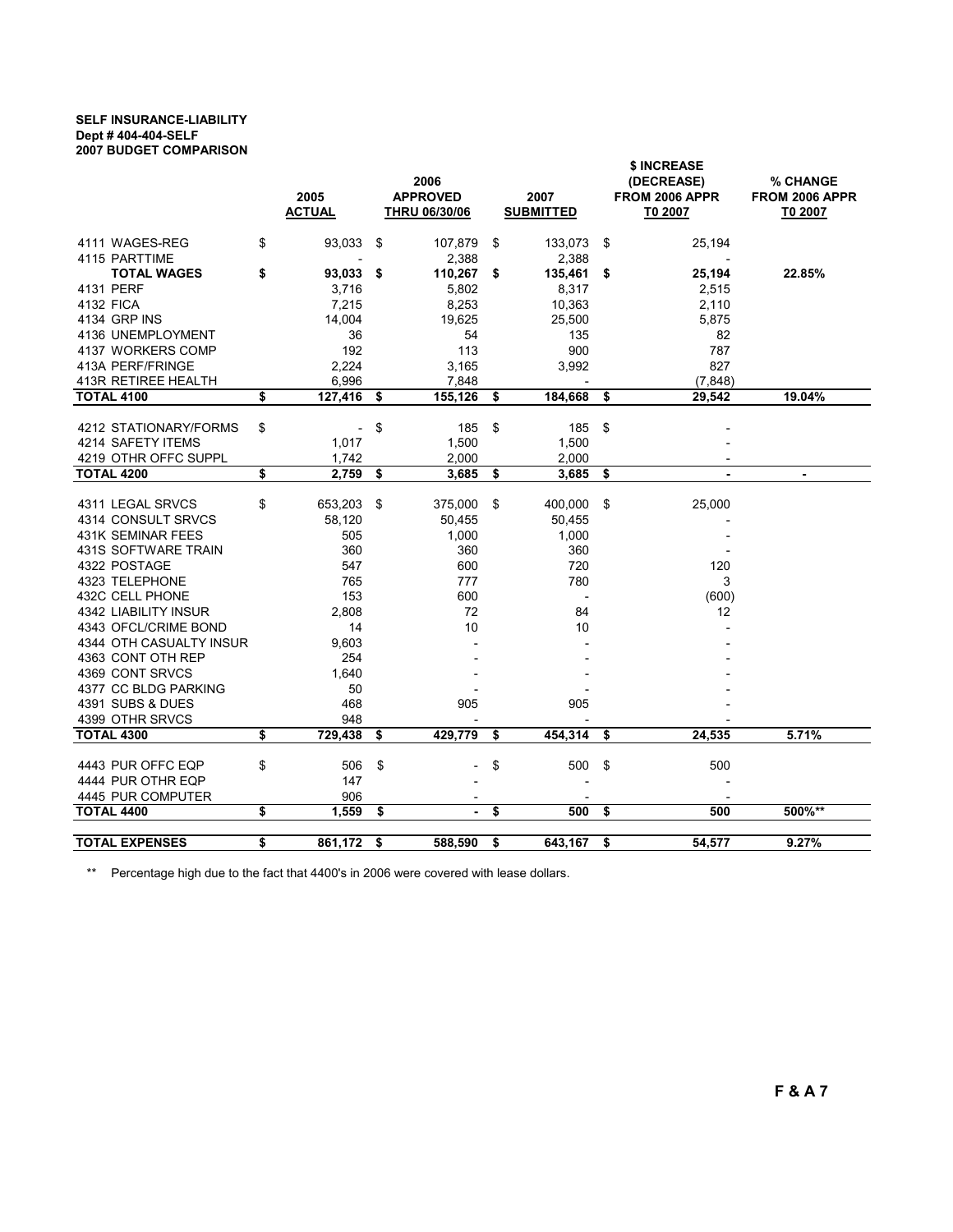**SELF INSURANCE-LIABILITY**
**Dept # 404-404-SELF**
**2007 BUDGET COMPARISON**

| | 2005 ACTUAL | 2006 APPROVED THRU 06/30/06 | 2007 SUBMITTED | $ INCREASE (DECREASE) FROM 2006 APPR T0 2007 | % CHANGE FROM 2006 APPR T0 2007 |
|---|---|---|---|---|---|
| 4111 WAGES-REG | $ 93,033 | $ 107,879 | $ 133,073 | $ 25,194 | |
| 4115 PARTTIME | - | 2,388 | 2,388 | - | |
| **TOTAL WAGES** | **$ 93,033** | **$ 110,267** | **$ 135,461** | **$ 25,194** | **22.85%** |
| 4131 PERF | 3,716 | 5,802 | 8,317 | 2,515 | |
| 4132 FICA | 7,215 | 8,253 | 10,363 | 2,110 | |
| 4134 GRP INS | 14,004 | 19,625 | 25,500 | 5,875 | |
| 4136 UNEMPLOYMENT | 36 | 54 | 135 | 82 | |
| 4137 WORKERS COMP | 192 | 113 | 900 | 787 | |
| 413A PERF/FRINGE | 2,224 | 3,165 | 3,992 | 827 | |
| 413R RETIREE HEALTH | 6,996 | 7,848 | - | (7,848) | |
| **TOTAL 4100** | **$ 127,416** | **$ 155,126** | **$ 184,668** | **$ 29,542** | **19.04%** |
| 4212 STATIONARY/FORMS | $ - | $ 185 | $ 185 | $ - | |
| 4214 SAFETY ITEMS | 1,017 | 1,500 | 1,500 | - | |
| 4219 OTHR OFFC SUPPL | 1,742 | 2,000 | 2,000 | - | |
| **TOTAL 4200** | **$ 2,759** | **$ 3,685** | **$ 3,685** | **$ -** | **-** |
| 4311 LEGAL SRVCS | $ 653,203 | $ 375,000 | $ 400,000 | $ 25,000 | |
| 4314 CONSULT SRVCS | 58,120 | 50,455 | 50,455 | - | |
| 431K SEMINAR FEES | 505 | 1,000 | 1,000 | - | |
| 431S SOFTWARE TRAIN | 360 | 360 | 360 | - | |
| 4322 POSTAGE | 547 | 600 | 720 | 120 | |
| 4323 TELEPHONE | 765 | 777 | 780 | 3 | |
| 432C CELL PHONE | 153 | 600 | - | (600) | |
| 4342 LIABILITY INSUR | 2,808 | 72 | 84 | 12 | |
| 4343 OFCL/CRIME BOND | 14 | 10 | 10 | - | |
| 4344 OTH CASUALTY INSUR | 9,603 | - | - | - | |
| 4363 CONT OTH REP | 254 | - | - | - | |
| 4369 CONT SRVCS | 1,640 | - | - | - | |
| 4377 CC BLDG PARKING | 50 | - | - | - | |
| 4391 SUBS & DUES | 468 | 905 | 905 | - | |
| 4399 OTHR SRVCS | 948 | - | - | - | |
| **TOTAL 4300** | **$ 729,438** | **$ 429,779** | **$ 454,314** | **$ 24,535** | **5.71%** |
| 4443 PUR OFFC EQP | $ 506 | $ - | $ 500 | $ 500 | |
| 4444 PUR OTHR EQP | 147 | - | - | - | |
| 4445 PUR COMPUTER | 906 | - | - | - | |
| **TOTAL 4400** | **$ 1,559** | **$ -** | **$ 500** | **$ 500** | **500%\*\*** |
| **TOTAL EXPENSES** | **$ 861,172** | **$ 588,590** | **$ 643,167** | **$ 54,577** | **9.27%** |

** Percentage high due to the fact that 4400's in 2006 were covered with lease dollars.

**F & A 7**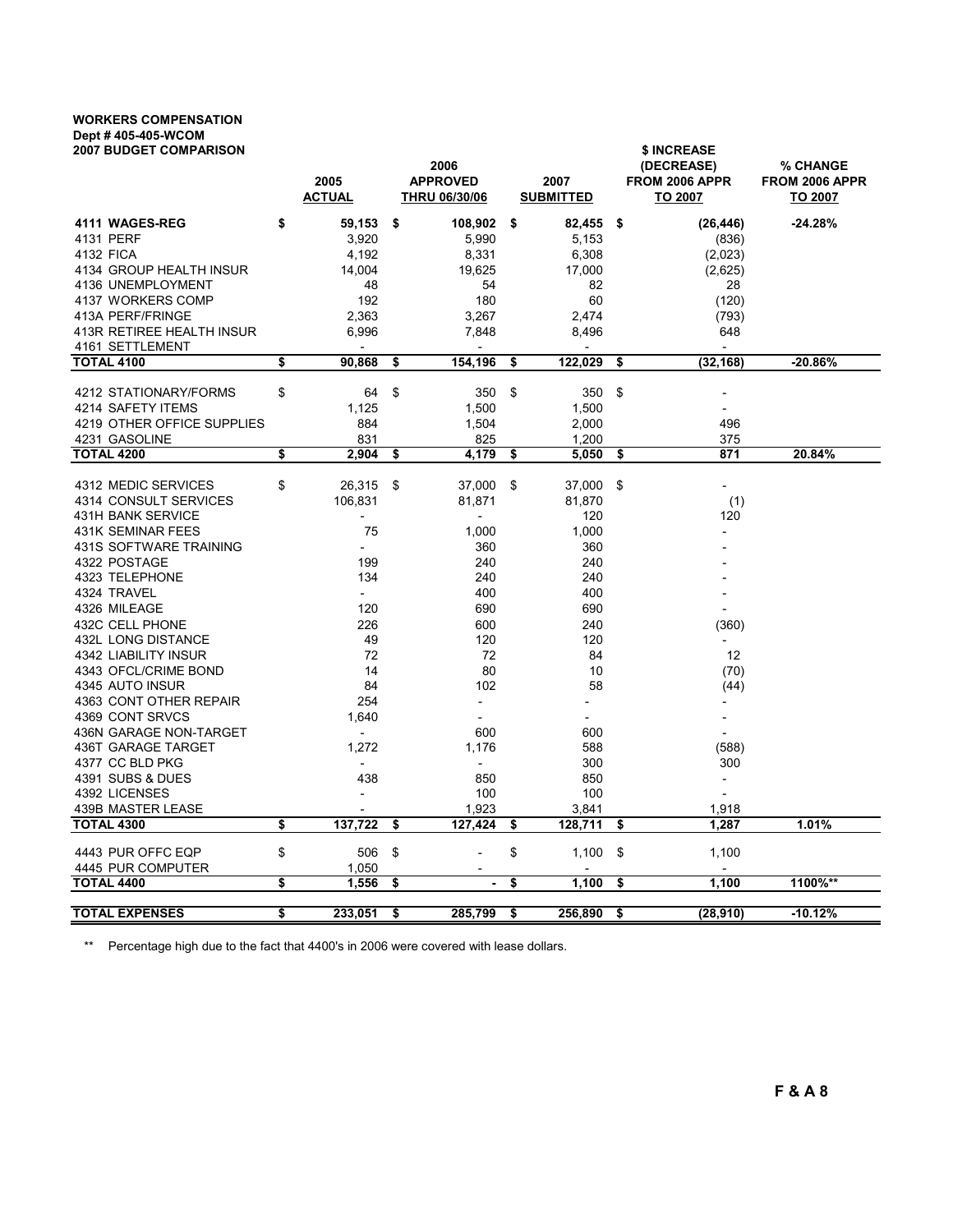**WORKERS COMPENSATION**
**Dept # 405-405-WCOM**
**2007 BUDGET COMPARISON**

| | 2005 ACTUAL | 2006 APPROVED THRU 06/30/06 | 2007 SUBMITTED | $ INCREASE (DECREASE) FROM 2006 APPR TO 2007 | % CHANGE FROM 2006 APPR TO 2007 |
|---|---|---|---|---|---|
| **4111 WAGES-REG** | **$ 59,153** | **$ 108,902** | **$ 82,455** | **$ (26,446)** | **-24.28%** |
| 4131 PERF | 3,920 | 5,990 | 5,153 | (836) | |
| 4132 FICA | 4,192 | 8,331 | 6,308 | (2,023) | |
| 4134 GROUP HEALTH INSUR | 14,004 | 19,625 | 17,000 | (2,625) | |
| 4136 UNEMPLOYMENT | 48 | 54 | 82 | 28 | |
| 4137 WORKERS COMP | 192 | 180 | 60 | (120) | |
| 413A PERF/FRINGE | 2,363 | 3,267 | 2,474 | (793) | |
| 413R RETIREE HEALTH INSUR | 6,996 | 7,848 | 8,496 | 648 | |
| 4161 SETTLEMENT | - | - | - | - | |
| **TOTAL 4100** | **$ 90,868** | **$ 154,196** | **$ 122,029** | **$ (32,168)** | **-20.86%** |
| 4212 STATIONARY/FORMS | $ 64 | $ 350 | $ 350 | $ - | |
| 4214 SAFETY ITEMS | 1,125 | 1,500 | 1,500 | - | |
| 4219 OTHER OFFICE SUPPLIES | 884 | 1,504 | 2,000 | 496 | |
| 4231 GASOLINE | 831 | 825 | 1,200 | 375 | |
| **TOTAL 4200** | **$ 2,904** | **$ 4,179** | **$ 5,050** | **$ 871** | **20.84%** |
| 4312 MEDIC SERVICES | $ 26,315 | $ 37,000 | $ 37,000 | $ - | |
| 4314 CONSULT SERVICES | 106,831 | 81,871 | 81,870 | (1) | |
| 431H BANK SERVICE | - | - | 120 | 120 | |
| 431K SEMINAR FEES | 75 | 1,000 | 1,000 | - | |
| 431S SOFTWARE TRAINING | - | 360 | 360 | - | |
| 4322 POSTAGE | 199 | 240 | 240 | - | |
| 4323 TELEPHONE | 134 | 240 | 240 | - | |
| 4324 TRAVEL | - | 400 | 400 | - | |
| 4326 MILEAGE | 120 | 690 | 690 | - | |
| 432C CELL PHONE | 226 | 600 | 240 | (360) | |
| 432L LONG DISTANCE | 49 | 120 | 120 | - | |
| 4342 LIABILITY INSUR | 72 | 72 | 84 | 12 | |
| 4343 OFCL/CRIME BOND | 14 | 80 | 10 | (70) | |
| 4345 AUTO INSUR | 84 | 102 | 58 | (44) | |
| 4363 CONT OTHER REPAIR | 254 | - | - | - | |
| 4369 CONT SRVCS | 1,640 | - | - | - | |
| 436N GARAGE NON-TARGET | - | 600 | 600 | - | |
| 436T GARAGE TARGET | 1,272 | 1,176 | 588 | (588) | |
| 4377 CC BLD PKG | - | - | 300 | 300 | |
| 4391 SUBS & DUES | 438 | 850 | 850 | - | |
| 4392 LICENSES | - | 100 | 100 | - | |
| 439B MASTER LEASE | - | 1,923 | 3,841 | 1,918 | |
| **TOTAL 4300** | **$ 137,722** | **$ 127,424** | **$ 128,711** | **$ 1,287** | **1.01%** |
| 4443 PUR OFFC EQP | $ 506 | $ - | $ 1,100 | $ 1,100 | |
| 4445 PUR COMPUTER | 1,050 | - | - | - | |
| **TOTAL 4400** | **$ 1,556** | **$ -** | **$ 1,100** | **$ 1,100** | **1100%\*\*** |
| **TOTAL EXPENSES** | **$ 233,051** | **$ 285,799** | **$ 256,890** | **$ (28,910)** | **-10.12%** |

** Percentage high due to the fact that 4400's in 2006 were covered with lease dollars.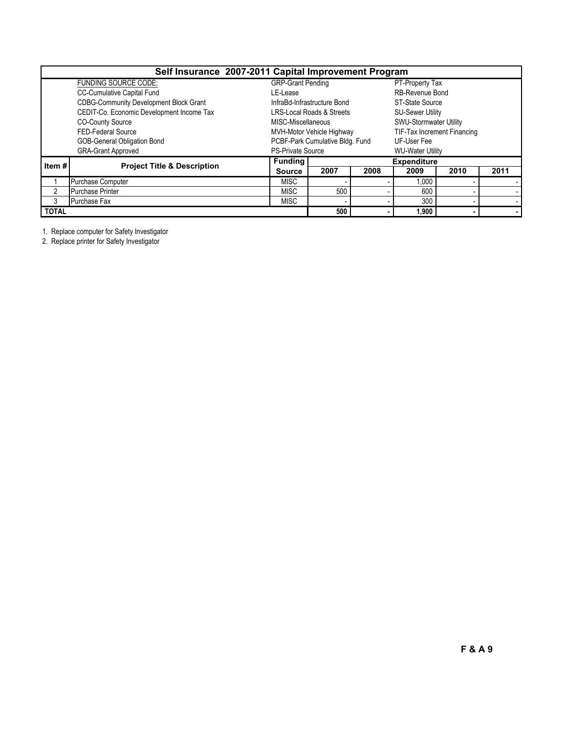## Self Insurance 2007-2011 Capital Improvement Program

| FUNDING SOURCE CODE: | | |
|---|---|---|
| CC-Cumulative Capital Fund | GRP-Grant Pending | PT-Property Tax |
| CDBG-Community Development Block Grant | LE-Lease | RB-Revenue Bond |
| CEDIT-Co. Economic Development Income Tax | InfraBd-Infrastructure Bond | ST-State Source |
| CO-County Source | LRS-Local Roads & Streets | SU-Sewer Utility |
| FED-Federal Source | MISC-Miscellaneous | SWU-Stormwater Utility |
| GOB-General Obligation Bond | MVH-Motor Vehicle Highway | TIF-Tax Increment Financing |
| GRA-Grant Approved | PCBF-Park Cumulative Bldg. Fund | UF-User Fee |
| | PS-Private Source | WU-Water Utility |

| Item # | Project Title & Description | Funding Source | Expenditure | | | | |
|---|---|---|---|---|---|---|---|
| | | | 2007 | 2008 | 2009 | 2010 | 2011 |
| 1 | Purchase Computer | MISC | - | - | 1,000 | - | - |
| 2 | Purchase Printer | MISC | 500 | - | 600 | - | - |
| 3 | Purchase Fax | MISC | - | - | 300 | - | - |
| **TOTAL** | | | **500** | **-** | **1,900** | **-** | **-** |

1. Replace computer for Safety Investigator
2. Replace printer for Safety Investigator

**F & A 9**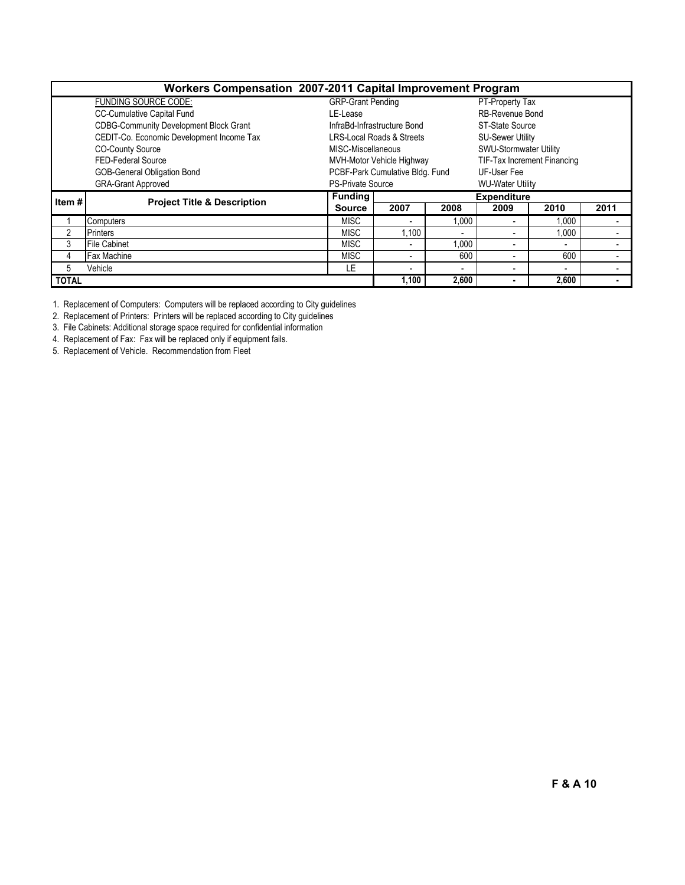# Workers Compensation 2007-2011 Capital Improvement Program

| FUNDING SOURCE CODE: | | |
|---|---|---|
| CC-Cumulative Capital Fund | GRP-Grant Pending | PT-Property Tax |
| CDBG-Community Development Block Grant | LE-Lease | RB-Revenue Bond |
| CEDIT-Co. Economic Development Income Tax | InfraBd-Infrastructure Bond | ST-State Source |
| CO-County Source | LRS-Local Roads & Streets | SU-Sewer Utility |
| FED-Federal Source | MISC-Miscellaneous | SWU-Stormwater Utility |
| GOB-General Obligation Bond | MVH-Motor Vehicle Highway | TIF-Tax Increment Financing |
| GRA-Grant Approved | PCBF-Park Cumulative Bldg. Fund | UF-User Fee |
| | PS-Private Source | WU-Water Utility |

| Item # | Project Title & Description | Funding Source | Expenditure | | | | |
|---|---|---|---|---|---|---|---|
| | | | 2007 | 2008 | 2009 | 2010 | 2011 |
| 1 | Computers | MISC | - | 1,000 | - | 1,000 | - |
| 2 | Printers | MISC | 1,100 | - | - | 1,000 | - |
| 3 | File Cabinet | MISC | - | 1,000 | - | - | - |
| 4 | Fax Machine | MISC | - | 600 | - | 600 | - |
| 5 | Vehicle | LE | - | - | - | - | - |
| **TOTAL** | | | **1,100** | **2,600** | **-** | **2,600** | **-** |

1. Replacement of Computers: Computers will be replaced according to City guidelines
2. Replacement of Printers: Printers will be replaced according to City guidelines
3. File Cabinets: Additional storage space required for confidential information
4. Replacement of Fax: Fax will be replaced only if equipment fails.
5. Replacement of Vehicle. Recommendation from Fleet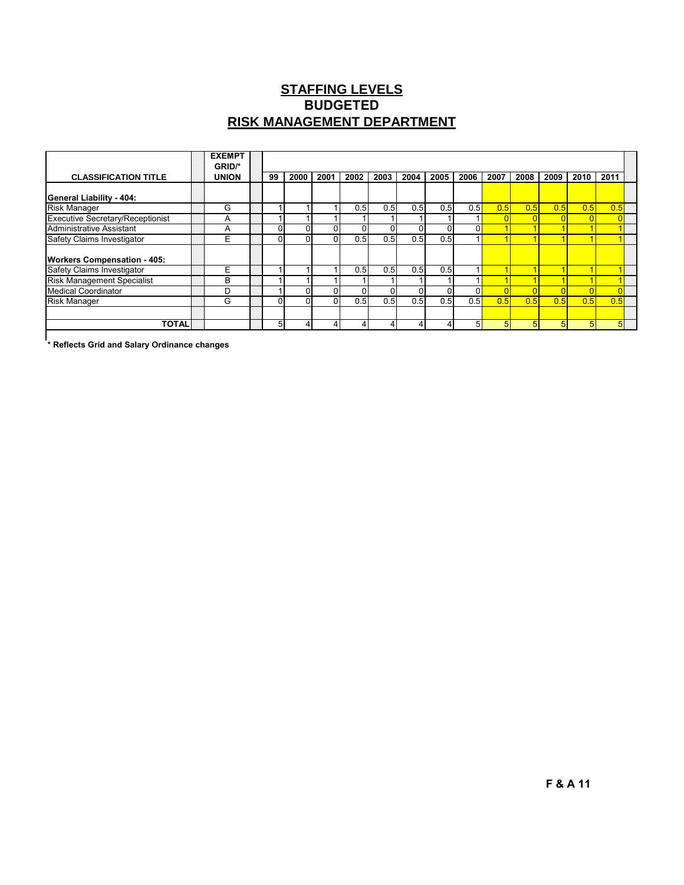# STAFFING LEVELS
# BUDGETED
# RISK MANAGEMENT DEPARTMENT

| CLASSIFICATION TITLE | EXEMPT GRID/* UNION | 99 | 2000 | 2001 | 2002 | 2003 | 2004 | 2005 | 2006 | 2007 | 2008 | 2009 | 2010 | 2011 |
|---|---|---|---|---|---|---|---|---|---|---|---|---|---|---|
| **General Liability - 404:** | | | | | | | | | | | | | | |
| Risk Manager | G | 1 | 1 | 1 | 0.5 | 0.5 | 0.5 | 0.5 | 0.5 | 0.5 | 0.5 | 0.5 | 0.5 | 0.5 |
| Executive Secretary/Receptionist | A | 1 | 1 | 1 | 1 | 1 | 1 | 1 | 1 | 0 | 0 | 0 | 0 | 0 |
| Administrative Assistant | A | 0 | 0 | 0 | 0 | 0 | 0 | 0 | 0 | 1 | 1 | 1 | 1 | 1 |
| Safety Claims Investigator | E | 0 | 0 | 0 | 0.5 | 0.5 | 0.5 | 0.5 | 1 | 1 | 1 | 1 | 1 | 1 |
| **Workers Compensation - 405:** | | | | | | | | | | | | | | |
| Safety Claims Investigator | E | 1 | 1 | 1 | 0.5 | 0.5 | 0.5 | 0.5 | 1 | 1 | 1 | 1 | 1 | 1 |
| Risk Management Specialist | B | 1 | 1 | 1 | 1 | 1 | 1 | 1 | 1 | 1 | 1 | 1 | 1 | 1 |
| Medical Coordinator | D | 1 | 0 | 0 | 0 | 0 | 0 | 0 | 0 | 0 | 0 | 0 | 0 | 0 |
| Risk Manager | G | 0 | 0 | 0 | 0.5 | 0.5 | 0.5 | 0.5 | 0.5 | 0.5 | 0.5 | 0.5 | 0.5 | 0.5 |
| **TOTAL** | | 5 | 4 | 4 | 4 | 4 | 4 | 4 | 5 | 5 | 5 | 5 | 5 | 5 |

**\* Reflects Grid and Salary Ordinance changes**

**F & A 11**